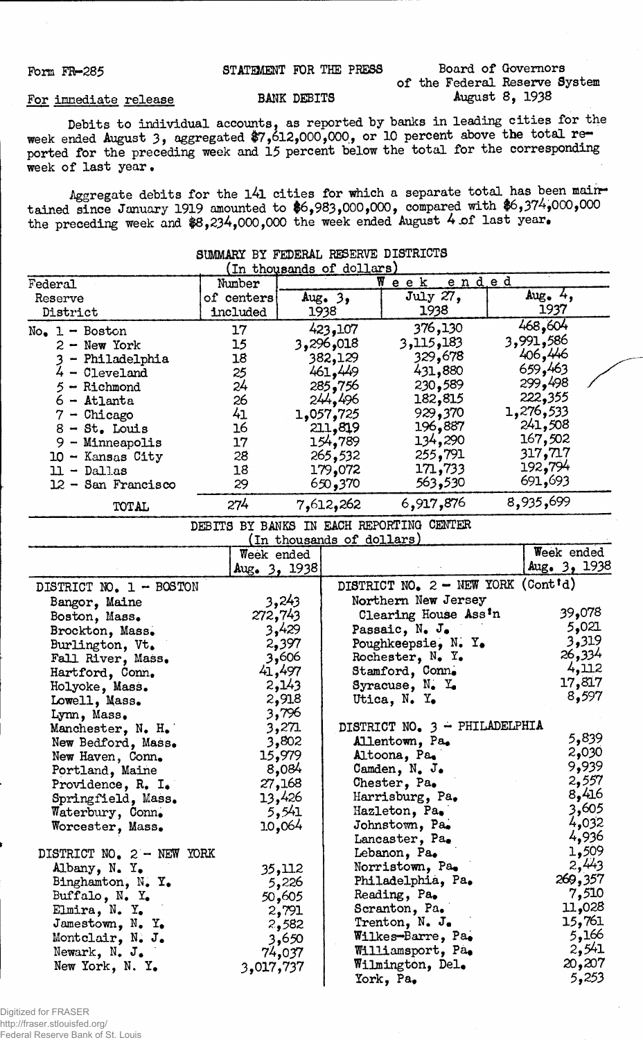Form FR-285

STATEMENT FOR THE PRESS

Board of Governors of the Federal Reserve System

For immediate release

BANK DEBITS

August 8, 1938

Debits to individual accounts, as reported by banks in leading cities for the week ended August 3, aggregated $7,612,000,000, or 10 percent above the total reported for the preceding week and 15 percent below the total for the corresponding week of last year.

Aggregate debits for the 141 cities for which a separate total has been maintained since January 1919 amounted to $6,983,000,000, compared with $6,374,000,000 the preceding week and $8,234,000,000 the week ended August 4 of last year.

## SUMMARY BY FEDERAL RESERVE DISTRICTS

(In thousands of dollars)

| Federal Reserve District | Number of centers included | Week ended Aug. 3, 1938 | Week ended July 27, 1938 | Week ended Aug. 4, 1937 |
|---|---|---|---|---|
| No. 1 - Boston | 17 | 423,107 | 376,130 | 468,604 |
| 2 - New York | 15 | 3,296,018 | 3,115,183 | 3,991,586 |
| 3 - Philadelphia | 18 | 382,129 | 329,678 | 406,446 |
| 4 - Cleveland | 25 | 461,449 | 431,880 | 659,463 |
| 5 - Richmond | 24 | 285,756 | 230,589 | 299,498 |
| 6 - Atlanta | 26 | 244,496 | 182,815 | 222,355 |
| 7 - Chicago | 41 | 1,057,725 | 929,370 | 1,276,533 |
| 8 - St. Louis | 16 | 211,819 | 196,887 | 241,508 |
| 9 - Minneapolis | 17 | 154,789 | 134,290 | 167,502 |
| 10 - Kansas City | 28 | 265,532 | 255,791 | 317,717 |
| 11 - Dallas | 18 | 179,072 | 171,733 | 192,794 |
| 12 - San Francisco | 29 | 650,370 | 563,530 | 691,693 |
| TOTAL | 274 | 7,612,262 | 6,917,876 | 8,935,699 |

## DEBITS BY BANKS IN EACH REPORTING CENTER

(In thousands of dollars)

| | Week ended Aug. 3, 1938 | | Week ended Aug. 3, 1938 |
|---|---|---|---|
| DISTRICT NO. 1 - BOSTON | | DISTRICT NO. 2 - NEW YORK (Cont'd) | |
| Bangor, Maine | 3,243 | Northern New Jersey Clearing House Ass'n | 39,078 |
| Boston, Mass. | 272,743 | Passaic, N. J. | 5,021 |
| Brockton, Mass. | 3,429 | Poughkeepsie, N. Y. | 3,319 |
| Burlington, Vt. | 2,397 | Rochester, N. Y. | 26,334 |
| Fall River, Mass. | 3,606 | Stamford, Conn. | 4,112 |
| Hartford, Conn. | 41,497 | Syracuse, N. Y. | 17,817 |
| Holyoke, Mass. | 2,143 | Utica, N. Y. | 8,597 |
| Lowell, Mass. | 2,918 | | |
| Lynn, Mass. | 3,796 | | |
| Manchester, N. H. | 3,271 | DISTRICT NO. 3 - PHILADELPHIA | |
| New Bedford, Mass. | 3,802 | Allentown, Pa. | 5,839 |
| New Haven, Conn. | 15,979 | Altoona, Pa. | 2,030 |
| Portland, Maine | 8,084 | Camden, N. J. | 9,939 |
| Providence, R. I. | 27,168 | Chester, Pa. | 2,557 |
| Springfield, Mass. | 13,426 | Harrisburg, Pa. | 8,416 |
| Waterbury, Conn. | 5,541 | Hazleton, Pa. | 3,605 |
| Worcester, Mass. | 10,064 | Johnstown, Pa. | 4,032 |
| | | Lancaster, Pa. | 4,936 |
| DISTRICT NO. 2 - NEW YORK | | Lebanon, Pa. | 1,509 |
| Albany, N. Y. | 35,112 | Norristown, Pa. | 2,443 |
| Binghamton, N. Y. | 5,226 | Philadelphia, Pa. | 269,357 |
| Buffalo, N. Y. | 50,605 | Reading, Pa. | 7,510 |
| Elmira, N. Y. | 2,791 | Scranton, Pa. | 11,028 |
| Jamestown, N. Y. | 2,582 | Trenton, N. J. | 15,761 |
| Montclair, N. J. | 3,650 | Wilkes-Barre, Pa. | 5,166 |
| Newark, N. J. | 74,037 | Williamsport, Pa. | 2,541 |
| New York, N. Y. | 3,017,737 | Wilmington, Del. | 20,207 |
| | | York, Pa. | 5,253 |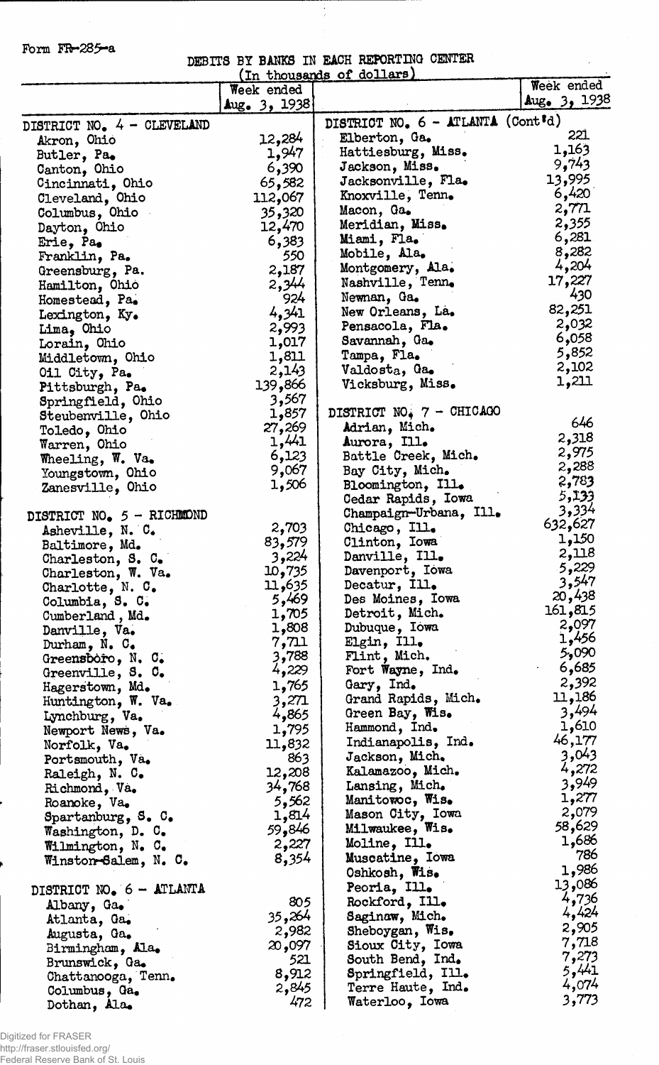Form FR-285-a

DEBITS BY BANKS IN EACH REPORTING CENTER
(In thousands of dollars)

| | Week ended Aug. 3, 1938 | | Week ended Aug. 3, 1938 |
|---|---|---|---|
| DISTRICT NO. 4 - CLEVELAND | | DISTRICT NO. 6 - ATLANTA (Cont'd) | |
| Akron, Ohio | 12,284 | Elberton, Ga. | 221 |
| Butler, Pa. | 1,947 | Hattiesburg, Miss. | 1,163 |
| Canton, Ohio | 6,390 | Jackson, Miss. | 9,743 |
| Cincinnati, Ohio | 65,582 | Jacksonville, Fla. | 13,995 |
| Cleveland, Ohio | 112,067 | Knoxville, Tenn. | 6,420 |
| Columbus, Ohio | 35,320 | Macon, Ga. | 2,771 |
| Dayton, Ohio | 12,470 | Meridian, Miss. | 2,355 |
| Erie, Pa. | 6,383 | Miami, Fla. | 6,281 |
| Franklin, Pa. | 550 | Mobile, Ala. | 8,282 |
| Greensburg, Pa. | 2,187 | Montgomery, Ala. | 4,204 |
| Hamilton, Ohio | 2,344 | Nashville, Tenn. | 17,227 |
| Homestead, Pa. | 924 | Newnan, Ga. | 430 |
| Lexington, Ky. | 4,341 | New Orleans, La. | 82,251 |
| Lima, Ohio | 2,993 | Pensacola, Fla. | 2,032 |
| Lorain, Ohio | 1,017 | Savannah, Ga. | 6,058 |
| Middletown, Ohio | 1,811 | Tampa, Fla. | 5,852 |
| Oil City, Pa. | 2,143 | Valdosta, Ga. | 2,102 |
| Pittsburgh, Pa. | 139,866 | Vicksburg, Miss. | 1,211 |
| Springfield, Ohio | 3,567 | | |
| Steubenville, Ohio | 1,857 | DISTRICT NO. 7 - CHICAGO | |
| Toledo, Ohio | 27,269 | Adrian, Mich. | 646 |
| Warren, Ohio | 1,441 | Aurora, Ill. | 2,318 |
| Wheeling, W. Va. | 6,123 | Battle Creek, Mich. | 2,975 |
| Youngstown, Ohio | 9,067 | Bay City, Mich. | 2,288 |
| Zanesville, Ohio | 1,506 | Bloomington, Ill. | 2,783 |
| | | Cedar Rapids, Iowa | 5,133 |
| DISTRICT NO. 5 - RICHMOND | | Champaign-Urbana, Ill. | 3,334 |
| Asheville, N. C. | 2,703 | Chicago, Ill. | 632,627 |
| Baltimore, Md. | 83,579 | Clinton, Iowa | 1,150 |
| Charleston, S. C. | 3,224 | Danville, Ill. | 2,118 |
| Charleston, W. Va. | 10,735 | Davenport, Iowa | 5,229 |
| Charlotte, N. C. | 11,635 | Decatur, Ill. | 3,547 |
| Columbia, S. C. | 5,469 | Des Moines, Iowa | 20,438 |
| Cumberland, Md. | 1,705 | Detroit, Mich. | 161,815 |
| Danville, Va. | 1,808 | Dubuque, Iowa | 2,097 |
| Durham, N. C. | 7,711 | Elgin, Ill. | 1,456 |
| Greensboro, N. C. | 3,788 | Flint, Mich. | 5,090 |
| Greenville, S. C. | 4,229 | Fort Wayne, Ind. | 6,685 |
| Hagerstown, Md. | 1,765 | Gary, Ind. | 2,392 |
| Huntington, W. Va. | 3,271 | Grand Rapids, Mich. | 11,186 |
| Lynchburg, Va. | 4,865 | Green Bay, Wis. | 3,494 |
| Newport News, Va. | 1,795 | Hammond, Ind. | 1,610 |
| Norfolk, Va. | 11,832 | Indianapolis, Ind. | 46,177 |
| Portsmouth, Va. | 863 | Jackson, Mich. | 3,043 |
| Raleigh, N. C. | 12,208 | Kalamazoo, Mich. | 4,272 |
| Richmond, Va. | 34,768 | Lansing, Mich. | 3,949 |
| Roanoke, Va. | 5,562 | Manitowoc, Wis. | 1,277 |
| Spartanburg, S. C. | 1,814 | Mason City, Iowa | 2,079 |
| Washington, D. C. | 59,846 | Milwaukee, Wis. | 58,629 |
| Wilmington, N. C. | 2,227 | Moline, Ill. | 1,686 |
| Winston-Salem, N. C. | 8,354 | Muscatine, Iowa | 786 |
| | | Oshkosh, Wis. | 1,986 |
| DISTRICT NO. 6 - ATLANTA | | Peoria, Ill. | 13,086 |
| Albany, Ga. | 805 | Rockford, Ill. | 4,736 |
| Atlanta, Ga. | 35,264 | Saginaw, Mich. | 4,424 |
| Augusta, Ga. | 2,982 | Sheboygan, Wis. | 2,905 |
| Birmingham, Ala. | 20,097 | Sioux City, Iowa | 7,718 |
| Brunswick, Ga. | 521 | South Bend, Ind. | 7,273 |
| Chattanooga, Tenn. | 8,912 | Springfield, Ill. | 5,441 |
| Columbus, Ga. | 2,845 | Terre Haute, Ind. | 4,074 |
| Dothan, Ala. | 472 | Waterloo, Iowa | 3,773 |

Digitized for FRASER
http://fraser.stlouisfed.org/
Federal Reserve Bank of St. Louis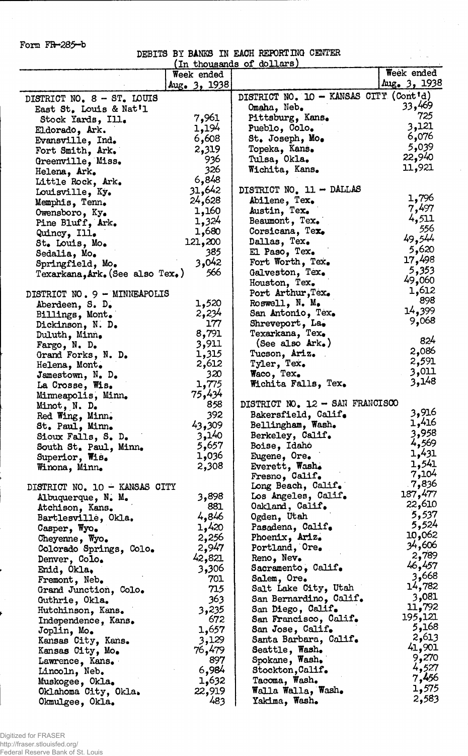Form FR-285-b

DEBITS BY BANKS IN EACH REPORTING CENTER

(In thousands of dollars)

| | Week ended Aug. 3, 1938 |
|---|---|
| **DISTRICT NO. 8 - ST. LOUIS** | |
| East St. Louis & Nat'l Stock Yards, Ill. | 7,961 |
| Eldorado, Ark. | 1,194 |
| Evansville, Ind. | 6,608 |
| Fort Smith, Ark. | 2,319 |
| Greenville, Miss. | 936 |
| Helena, Ark. | 326 |
| Little Rock, Ark. | 6,848 |
| Louisville, Ky. | 31,642 |
| Memphis, Tenn. | 24,628 |
| Owensboro, Ky. | 1,160 |
| Pine Bluff, Ark. | 1,324 |
| Quincy, Ill. | 1,680 |
| St. Louis, Mo. | 121,200 |
| Sedalia, Mo. | 385 |
| Springfield, Mo. | 3,042 |
| Texarkana, Ark. (See also Tex.) | 566 |
| **DISTRICT NO. 9 - MINNEAPOLIS** | |
| Aberdeen, S. D. | 1,520 |
| Billings, Mont. | 2,234 |
| Dickinson, N. D. | 177 |
| Duluth, Minn. | 8,791 |
| Fargo, N. D. | 3,911 |
| Grand Forks, N. D. | 1,315 |
| Helena, Mont. | 2,612 |
| Jamestown, N. D. | 320 |
| La Crosse, Wis. | 1,775 |
| Minneapolis, Minn. | 75,434 |
| Minot, N. D. | 858 |
| Red Wing, Minn. | 392 |
| St. Paul, Minn. | 43,309 |
| Sioux Falls, S. D. | 3,140 |
| South St. Paul, Minn. | 5,657 |
| Superior, Wis. | 1,036 |
| Winona, Minn. | 2,308 |
| **DISTRICT NO. 10 - KANSAS CITY** | |
| Albuquerque, N. M. | 3,898 |
| Atchison, Kans. | 881 |
| Bartlesville, Okla. | 4,846 |
| Casper, Wyo. | 1,420 |
| Cheyenne, Wyo. | 2,256 |
| Colorado Springs, Colo. | 2,947 |
| Denver, Colo. | 42,821 |
| Enid, Okla. | 3,306 |
| Fremont, Neb. | 701 |
| Grand Junction, Colo. | 715 |
| Guthrie, Okla. | 363 |
| Hutchinson, Kans. | 3,235 |
| Independence, Kans. | 672 |
| Joplin, Mo. | 1,657 |
| Kansas City, Kans. | 3,129 |
| Kansas City, Mo. | 76,479 |
| Lawrence, Kans. | 897 |
| Lincoln, Neb. | 6,984 |
| Muskogee, Okla. | 1,632 |
| Oklahoma City, Okla. | 22,919 |
| Okmulgee, Okla. | 483 |

| | Week ended Aug. 3, 1938 |
|---|---|
| **DISTRICT NO. 10 - KANSAS CITY (Cont'd)** | |
| Omaha, Neb. | 33,469 |
| Pittsburg, Kans. | 725 |
| Pueblo, Colo. | 3,121 |
| St. Joseph, Mo. | 6,076 |
| Topeka, Kans. | 5,039 |
| Tulsa, Okla. | 22,940 |
| Wichita, Kans. | 11,921 |
| **DISTRICT NO. 11 - DALLAS** | |
| Abilene, Tex. | 1,796 |
| Austin, Tex. | 7,497 |
| Beaumont, Tex. | 4,511 |
| Corsicana, Tex. | 556 |
| Dallas, Tex. | 49,544 |
| El Paso, Tex. | 5,620 |
| Fort Worth, Tex. | 17,498 |
| Galveston, Tex. | 5,353 |
| Houston, Tex. | 49,060 |
| Port Arthur, Tex. | 1,612 |
| Roswell, N. M. | 898 |
| San Antonio, Tex. | 14,399 |
| Shreveport, La. | 9,068 |
| Texarkana, Tex. (See also Ark.) | 824 |
| Tucson, Ariz. | 2,086 |
| Tyler, Tex. | 2,591 |
| Waco, Tex. | 3,011 |
| Wichita Falls, Tex. | 3,148 |
| **DISTRICT NO. 12 - SAN FRANCISCO** | |
| Bakersfield, Calif. | 3,916 |
| Bellingham, Wash. | 1,416 |
| Berkeley, Calif. | 3,958 |
| Boise, Idaho | 4,569 |
| Eugene, Ore. | 1,431 |
| Everett, Wash. | 1,541 |
| Fresno, Calif. | 7,104 |
| Long Beach, Calif. | 7,836 |
| Los Angeles, Calif. | 187,477 |
| Oakland, Calif. | 22,610 |
| Ogden, Utah | 5,537 |
| Pasadena, Calif. | 5,524 |
| Phoenix, Ariz. | 10,062 |
| Portland, Ore. | 34,606 |
| Reno, Nev. | 2,789 |
| Sacramento, Calif. | 46,457 |
| Salem, Ore. | 3,668 |
| Salt Lake City, Utah | 14,782 |
| San Bernardino, Calif. | 3,081 |
| San Diego, Calif. | 11,792 |
| San Francisco, Calif. | 195,121 |
| San Jose, Calif. | 5,168 |
| Santa Barbara, Calif. | 2,613 |
| Seattle, Wash. | 41,901 |
| Spokane, Wash. | 9,270 |
| Stockton, Calif. | 4,527 |
| Tacoma, Wash. | 7,456 |
| Walla Walla, Wash. | 1,575 |
| Yakima, Wash. | 2,583 |